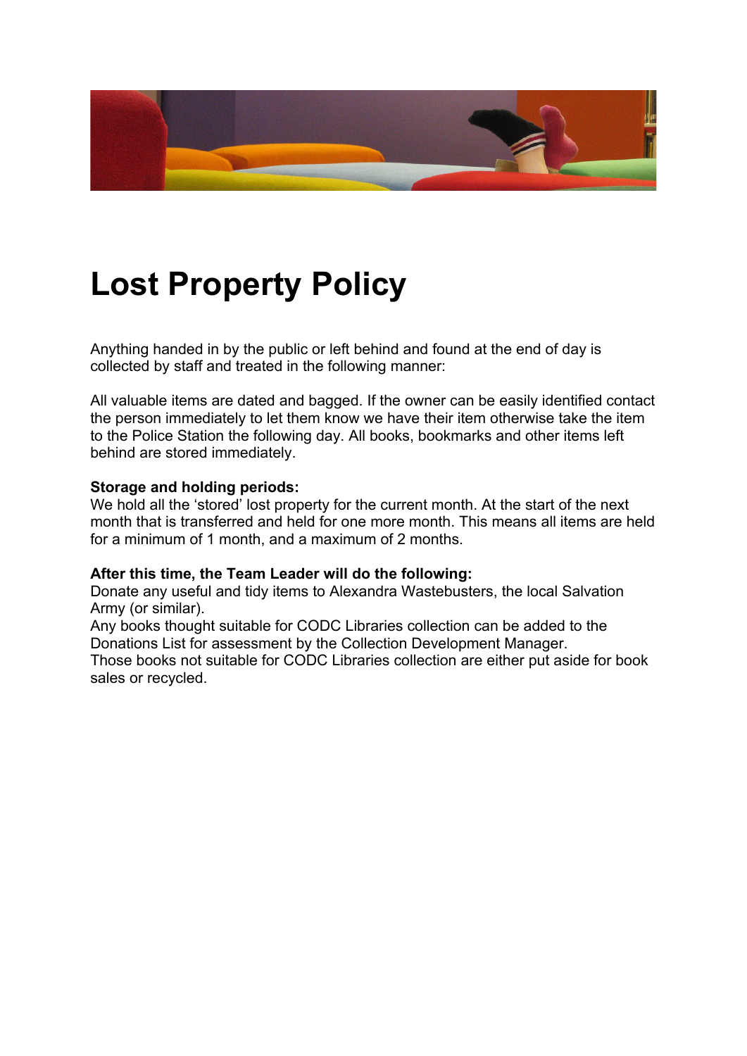# Lost Property Policy

Anything handed in by the public or left behind and found at the end of day is collected by staff and treated in the following manner:

All valuable items are dated and bagged. If the owner can be easily identified contact the person immediately to let them know we have their item otherwise take the item to the Police Station the following day. All books, bookmarks and other items left behind are stored immediately.

**Storage and holding periods:**
We hold all the 'stored' lost property for the current month. At the start of the next month that is transferred and held for one more month. This means all items are held for a minimum of 1 month, and a maximum of 2 months.

**After this time, the Team Leader will do the following:**
Donate any useful and tidy items to Alexandra Wastebusters, the local Salvation Army (or similar).
Any books thought suitable for CODC Libraries collection can be added to the Donations List for assessment by the Collection Development Manager.
Those books not suitable for CODC Libraries collection are either put aside for book sales or recycled.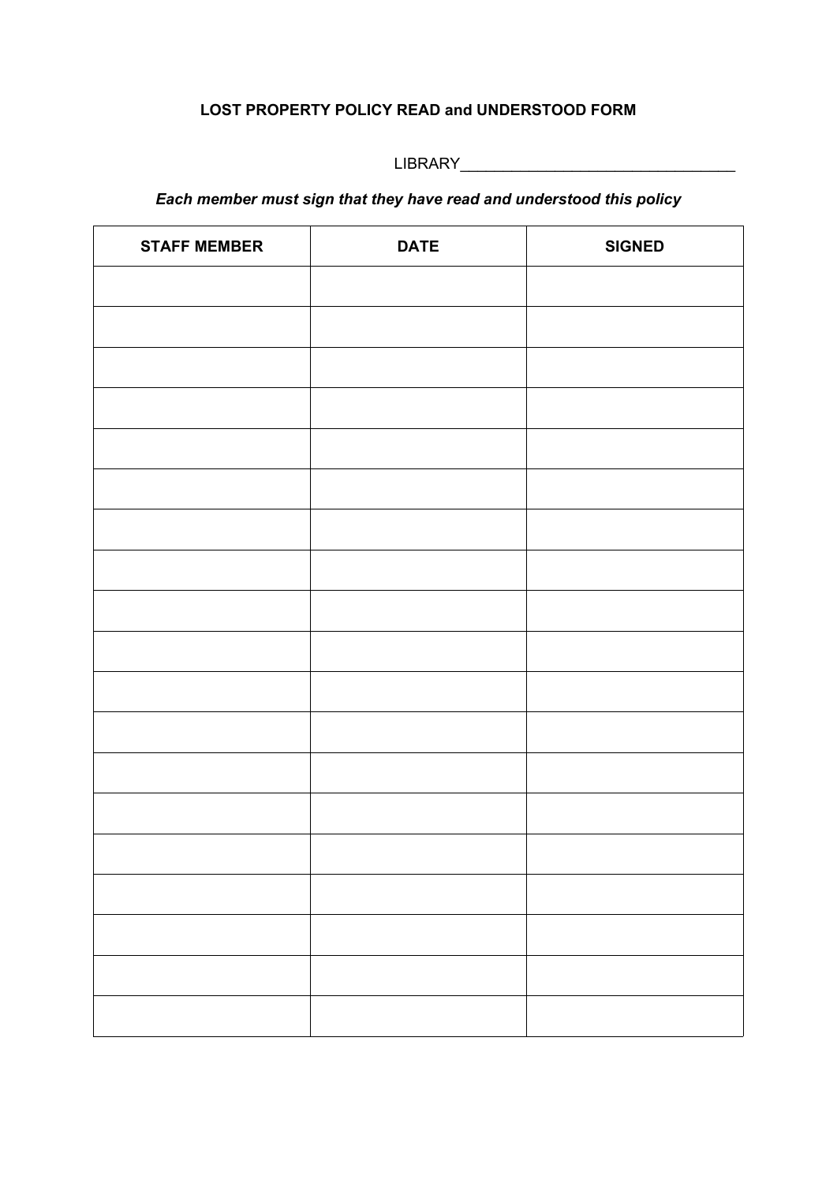**LOST PROPERTY POLICY READ and UNDERSTOOD FORM**

LIBRARY________________________________

***Each member must sign that they have read and understood this policy***

| STAFF MEMBER | DATE | SIGNED |
|---|---|---|
| | | |
| | | |
| | | |
| | | |
| | | |
| | | |
| | | |
| | | |
| | | |
| | | |
| | | |
| | | |
| | | |
| | | |
| | | |
| | | |
| | | |
| | | |
| | | |